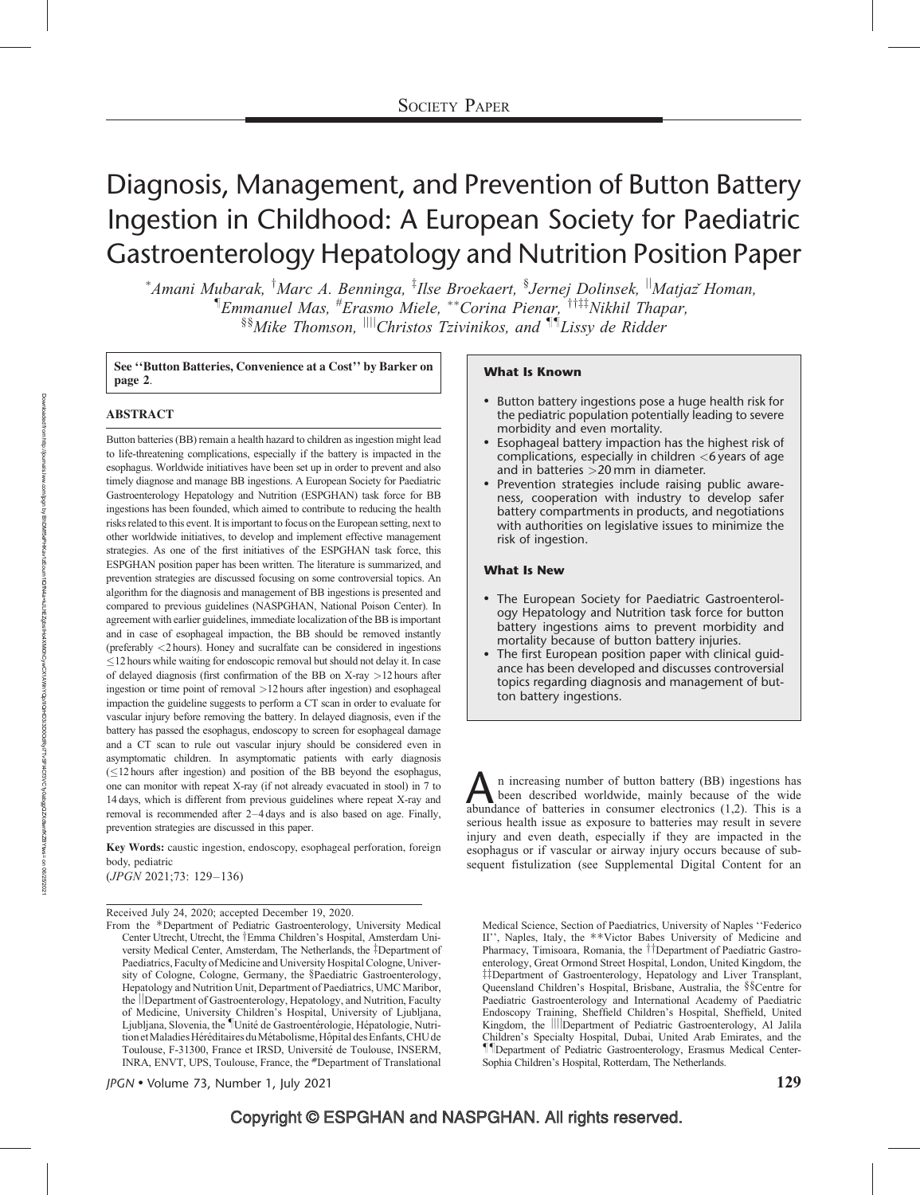Society Paper

# Diagnosis, Management, and Prevention of Button Battery Ingestion in Childhood: A European Society for Paediatric Gastroenterology Hepatology and Nutrition Position Paper

[*]*Amani Mubarak*, [†]*Marc A. Benninga*, [‡]*Ilse Broekaert*, [§]*Jernej Dolinsek*, [||]*Matjaž Homan*, [¶]*Emmanuel Mas*, [#]*Erasmo Miele*, [**]*Corina Pienar*, [††‡‡]*Nikhil Thapar*, [§§]*Mike Thomson*, [||||]*Christos Tzivinikos*, and [¶¶]*Lissy de Ridder*

**See ''Button Batteries, Convenience at a Cost'' by Barker on page 2.**

## ABSTRACT

Button batteries (BB) remain a health hazard to children as ingestion might lead to life-threatening complications, especially if the battery is impacted in the esophagus. Worldwide initiatives have been set up in order to prevent and also timely diagnose and manage BB ingestions. A European Society for Paediatric Gastroenterology Hepatology and Nutrition (ESPGHAN) task force for BB ingestions has been founded, which aimed to contribute to reducing the health risks related to this event. It is important to focus on the European setting, next to other worldwide initiatives, to develop and implement effective management strategies. As one of the first initiatives of the ESPGHAN task force, this ESPGHAN position paper has been written. The literature is summarized, and prevention strategies are discussed focusing on some controversial topics. An algorithm for the diagnosis and management of BB ingestions is presented and compared to previous guidelines (NASPGHAN, National Poison Center). In agreement with earlier guidelines, immediate localization of the BB is important and in case of esophageal impaction, the BB should be removed instantly (preferably <2 hours). Honey and sucralfate can be considered in ingestions ≤12 hours while waiting for endoscopic removal but should not delay it. In case of delayed diagnosis (first confirmation of the BB on X-ray >12 hours after ingestion or time point of removal >12 hours after ingestion) and esophageal impaction the guideline suggests to perform a CT scan in order to evaluate for vascular injury before removing the battery. In delayed diagnosis, even if the battery has passed the esophagus, endoscopy to screen for esophageal damage and a CT scan to rule out vascular injury should be considered even in asymptomatic children. In asymptomatic patients with early diagnosis (≤12 hours after ingestion) and position of the BB beyond the esophagus, one can monitor with repeat X-ray (if not already evacuated in stool) in 7 to 14 days, which is different from previous guidelines where repeat X-ray and removal is recommended after 2–4 days and is also based on age. Finally, prevention strategies are discussed in this paper.

**Key Words:** caustic ingestion, endoscopy, esophageal perforation, foreign body, pediatric

(*JPGN* 2021;73: 129–136)

### What Is Known

- Button battery ingestions pose a huge health risk for the pediatric population potentially leading to severe morbidity and even mortality.
- Esophageal battery impaction has the highest risk of complications, especially in children <6 years of age and in batteries >20 mm in diameter.
- Prevention strategies include raising public awareness, cooperation with industry to develop safer battery compartments in products, and negotiations with authorities on legislative issues to minimize the risk of ingestion.

### What Is New

- The European Society for Paediatric Gastroenterology Hepatology and Nutrition task force for button battery ingestions aims to prevent morbidity and mortality because of button battery injuries.
- The first European position paper with clinical guidance has been developed and discusses controversial topics regarding diagnosis and management of button battery ingestions.

An increasing number of button battery (BB) ingestions has been described worldwide, mainly because of the wide abundance of batteries in consumer electronics (1,2). This is a serious health issue as exposure to batteries may result in severe injury and even death, especially if they are impacted in the esophagus or if vascular or airway injury occurs because of subsequent fistulization (see Supplemental Digital Content for an

Received July 24, 2020; accepted December 19, 2020.

From the *Department of Pediatric Gastroenterology, University Medical Center Utrecht, Utrecht, the †Emma Children's Hospital, Amsterdam University Medical Center, Amsterdam, The Netherlands, the ‡Department of Paediatrics, Faculty of Medicine and University Hospital Cologne, University of Cologne, Cologne, Germany, the §Paediatric Gastroenterology, Hepatology and Nutrition Unit, Department of Paediatrics, UMC Maribor, the ||Department of Gastroenterology, Hepatology, and Nutrition, Faculty of Medicine, University Children's Hospital, University of Ljubljana, Ljubljana, Slovenia, the ¶Unité de Gastroentérologie, Hépatologie, Nutrition et Maladies Héréditaires du Métabolisme, Hôpital des Enfants, CHU de Toulouse, F-31300, France et IRSD, Université de Toulouse, INSERM, INRA, ENVT, UPS, Toulouse, France, the #Department of Translational Medical Science, Section of Paediatrics, University of Naples ''Federico II'', Naples, Italy, the **Victor Babes University of Medicine and Pharmacy, Timisoara, Romania, the ††Department of Paediatric Gastroenterology, Great Ormond Street Hospital, London, United Kingdom, the ‡‡Department of Gastroenterology, Hepatology and Liver Transplant, Queensland Children's Hospital, Brisbane, Australia, the §§Centre for Paediatric Gastroenterology and International Academy of Paediatric Endoscopy Training, Sheffield Children's Hospital, Sheffield, United Kingdom, the ||||Department of Pediatric Gastroenterology, Al Jalila Children's Specialty Hospital, Dubai, United Arab Emirates, and the ¶¶Department of Pediatric Gastroenterology, Erasmus Medical Center-Sophia Children's Hospital, Rotterdam, The Netherlands.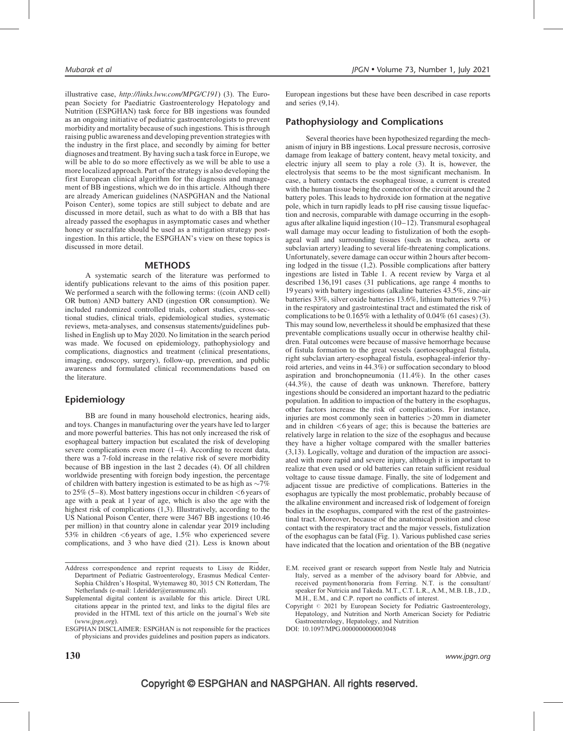illustrative case, *http://links.lww.com/MPG/C191*) (3). The European Society for Paediatric Gastroenterology Hepatology and Nutrition (ESPGHAN) task force for BB ingestions was founded as an ongoing initiative of pediatric gastroenterologists to prevent morbidity and mortality because of such ingestions. This is through raising public awareness and developing prevention strategies with the industry in the first place, and secondly by aiming for better diagnoses and treatment. By having such a task force in Europe, we will be able to do so more effectively as we will be able to use a more localized approach. Part of the strategy is also developing the first European clinical algorithm for the diagnosis and management of BB ingestions, which we do in this article. Although there are already American guidelines (NASPGHAN and the National Poison Center), some topics are still subject to debate and are discussed in more detail, such as what to do with a BB that has already passed the esophagus in asymptomatic cases and whether honey or sucralfate should be used as a mitigation strategy post-ingestion. In this article, the ESPGHAN's view on these topics is discussed in more detail.

## METHODS

A systematic search of the literature was performed to identify publications relevant to the aims of this position paper. We performed a search with the following terms: ((coin AND cell) OR button) AND battery AND (ingestion OR consumption). We included randomized controlled trials, cohort studies, cross-sectional studies, clinical trials, epidemiological studies, systematic reviews, meta-analyses, and consensus statements/guidelines published in English up to May 2020. No limitation in the search period was made. We focused on epidemiology, pathophysiology and complications, diagnostics and treatment (clinical presentations, imaging, endoscopy, surgery), follow-up, prevention, and public awareness and formulated clinical recommendations based on the literature.

### Epidemiology

BB are found in many household electronics, hearing aids, and toys. Changes in manufacturing over the years have led to larger and more powerful batteries. This has not only increased the risk of esophageal battery impaction but escalated the risk of developing severe complications even more (1–4). According to recent data, there was a 7-fold increase in the relative risk of severe morbidity because of BB ingestion in the last 2 decades (4). Of all children worldwide presenting with foreign body ingestion, the percentage of children with battery ingestion is estimated to be as high as ~7% to 25% (5–8). Most battery ingestions occur in children <6 years of age with a peak at 1 year of age, which is also the age with the highest risk of complications (1,3). Illustratively, according to the US National Poison Center, there were 3467 BB ingestions (10.46 per million) in that country alone in calendar year 2019 including 53% in children <6 years of age, 1.5% who experienced severe complications, and 3 who have died (21). Less is known about European ingestions but these have been described in case reports and series (9,14).

### Pathophysiology and Complications

Several theories have been hypothesized regarding the mechanism of injury in BB ingestions. Local pressure necrosis, corrosive damage from leakage of battery content, heavy metal toxicity, and electric injury all seem to play a role (3). It is, however, the electrolysis that seems to be the most significant mechanism. In case, a battery contacts the esophageal tissue, a current is created with the human tissue being the connector of the circuit around the 2 battery poles. This leads to hydroxide ion formation at the negative pole, which in turn rapidly leads to pH rise causing tissue liquefaction and necrosis, comparable with damage occurring in the esophagus after alkaline liquid ingestion (10–12). Transmural esophageal wall damage may occur leading to fistulization of both the esophageal wall and surrounding tissues (such as trachea, aorta or subclavian artery) leading to several life-threatening complications. Unfortunately, severe damage can occur within 2 hours after becoming lodged in the tissue (1,2). Possible complications after battery ingestions are listed in Table 1. A recent review by Varga et al described 136,191 cases (31 publications, age range 4 months to 19 years) with battery ingestions (alkaline batteries 43.5%, zinc-air batteries 33%, silver oxide batteries 13.6%, lithium batteries 9.7%) in the respiratory and gastrointestinal tract and estimated the risk of complications to be 0.165% with a lethality of 0.04% (61 cases) (3). This may sound low, nevertheless it should be emphasized that these preventable complications usually occur in otherwise healthy children. Fatal outcomes were because of massive hemorrhage because of fistula formation to the great vessels (aortoesophageal fistula, right subclavian artery-esophageal fistula, esophageal-inferior thyroid arteries, and veins in 44.3%) or suffocation secondary to blood aspiration and bronchopneumonia (11.4%). In the other cases (44.3%), the cause of death was unknown. Therefore, battery ingestions should be considered an important hazard to the pediatric population. In addition to impaction of the battery in the esophagus, other factors increase the risk of complications. For instance, injuries are most commonly seen in batteries >20 mm in diameter and in children <6 years of age; this is because the batteries are relatively large in relation to the size of the esophagus and because they have a higher voltage compared with the smaller batteries (3,13). Logically, voltage and duration of the impaction are associated with more rapid and severe injury, although it is important to realize that even used or old batteries can retain sufficient residual voltage to cause tissue damage. Finally, the site of lodgement and adjacent tissue are predictive of complications. Batteries in the esophagus are typically the most problematic, probably because of the alkaline environment and increased risk of lodgement of foreign bodies in the esophagus, compared with the rest of the gastrointestinal tract. Moreover, because of the anatomical position and close contact with the respiratory tract and the major vessels, fistulization of the esophagus can be fatal (Fig. 1). Various published case series have indicated that the location and orientation of the BB (negative

---

Address correspondence and reprint requests to Lissy de Ridder, Department of Pediatric Gastroenterology, Erasmus Medical Center-Sophia Children's Hospital, Wytemaweg 80, 3015 CN Rotterdam, The Netherlands (e-mail: l.deridder@erasmusmc.nl).

Supplemental digital content is available for this article. Direct URL citations appear in the printed text, and links to the digital files are provided in the HTML text of this article on the journal's Web site (*www.jpgn.org*).

ESGPHAN DISCLAIMER: ESPGHAN is not responsible for the practices of physicians and provides guidelines and position papers as indicators.

E.M. received grant or research support from Nestle Italy and Nutricia Italy, served as a member of the advisory board for Abbvie, and received payment/honoraria from Ferring. N.T. is the consultant/speaker for Nutricia and Takeda. M.T., C.T. L.R., A.M., M.B. I.B., J.D., M.H., E.M., and C.P. report no conflicts of interest.

Copyright © 2021 by European Society for Pediatric Gastroenterology, Hepatology, and Nutrition and North American Society for Pediatric Gastroenterology, Hepatology, and Nutrition

DOI: 10.1097/MPG.0000000000003048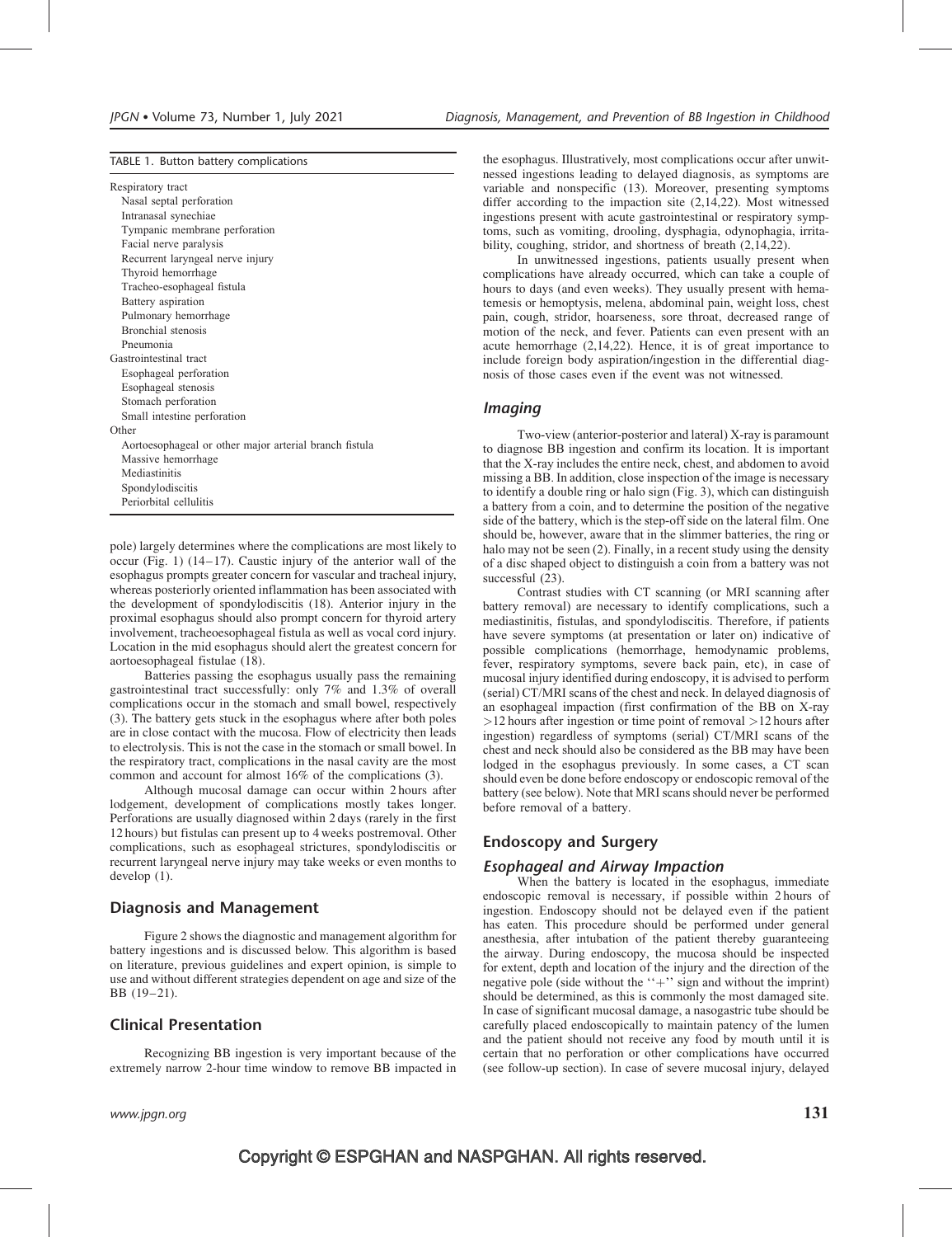TABLE 1. Button battery complications

| |
|---|
| Respiratory tract |
| Nasal septal perforation |
| Intranasal synechiae |
| Tympanic membrane perforation |
| Facial nerve paralysis |
| Recurrent laryngeal nerve injury |
| Thyroid hemorrhage |
| Tracheo-esophageal fistula |
| Battery aspiration |
| Pulmonary hemorrhage |
| Bronchial stenosis |
| Pneumonia |
| Gastrointestinal tract |
| Esophageal perforation |
| Esophageal stenosis |
| Stomach perforation |
| Small intestine perforation |
| Other |
| Aortoesophageal or other major arterial branch fistula |
| Massive hemorrhage |
| Mediastinitis |
| Spondylodiscitis |
| Periorbital cellulitis |

pole) largely determines where the complications are most likely to occur (Fig. 1) (14–17). Caustic injury of the anterior wall of the esophagus prompts greater concern for vascular and tracheal injury, whereas posteriorly oriented inflammation has been associated with the development of spondylodiscitis (18). Anterior injury in the proximal esophagus should also prompt concern for thyroid artery involvement, tracheoesophageal fistula as well as vocal cord injury. Location in the mid esophagus should alert the greatest concern for aortoesophageal fistulae (18).

Batteries passing the esophagus usually pass the remaining gastrointestinal tract successfully: only 7% and 1.3% of overall complications occur in the stomach and small bowel, respectively (3). The battery gets stuck in the esophagus where after both poles are in close contact with the mucosa. Flow of electricity then leads to electrolysis. This is not the case in the stomach or small bowel. In the respiratory tract, complications in the nasal cavity are the most common and account for almost 16% of the complications (3).

Although mucosal damage can occur within 2 hours after lodgement, development of complications mostly takes longer. Perforations are usually diagnosed within 2 days (rarely in the first 12 hours) but fistulas can present up to 4 weeks postremoval. Other complications, such as esophageal strictures, spondylodiscitis or recurrent laryngeal nerve injury may take weeks or even months to develop (1).

## Diagnosis and Management

Figure 2 shows the diagnostic and management algorithm for battery ingestions and is discussed below. This algorithm is based on literature, previous guidelines and expert opinion, is simple to use and without different strategies dependent on age and size of the BB (19–21).

## Clinical Presentation

Recognizing BB ingestion is very important because of the extremely narrow 2-hour time window to remove BB impacted in the esophagus. Illustratively, most complications occur after unwitnessed ingestions leading to delayed diagnosis, as symptoms are variable and nonspecific (13). Moreover, presenting symptoms differ according to the impaction site (2,14,22). Most witnessed ingestions present with acute gastrointestinal or respiratory symptoms, such as vomiting, drooling, dysphagia, odynophagia, irritability, coughing, stridor, and shortness of breath (2,14,22).

In unwitnessed ingestions, patients usually present when complications have already occurred, which can take a couple of hours to days (and even weeks). They usually present with hematemesis or hemoptysis, melena, abdominal pain, weight loss, chest pain, cough, stridor, hoarseness, sore throat, decreased range of motion of the neck, and fever. Patients can even present with an acute hemorrhage (2,14,22). Hence, it is of great importance to include foreign body aspiration/ingestion in the differential diagnosis of those cases even if the event was not witnessed.

### *Imaging*

Two-view (anterior-posterior and lateral) X-ray is paramount to diagnose BB ingestion and confirm its location. It is important that the X-ray includes the entire neck, chest, and abdomen to avoid missing a BB. In addition, close inspection of the image is necessary to identify a double ring or halo sign (Fig. 3), which can distinguish a battery from a coin, and to determine the position of the negative side of the battery, which is the step-off side on the lateral film. One should be, however, aware that in the slimmer batteries, the ring or halo may not be seen (2). Finally, in a recent study using the density of a disc shaped object to distinguish a coin from a battery was not successful (23).

Contrast studies with CT scanning (or MRI scanning after battery removal) are necessary to identify complications, such a mediastinitis, fistulas, and spondylodiscitis. Therefore, if patients have severe symptoms (at presentation or later on) indicative of possible complications (hemorrhage, hemodynamic problems, fever, respiratory symptoms, severe back pain, etc), in case of mucosal injury identified during endoscopy, it is advised to perform (serial) CT/MRI scans of the chest and neck. In delayed diagnosis of an esophageal impaction (first confirmation of the BB on X-ray >12 hours after ingestion or time point of removal >12 hours after ingestion) regardless of symptoms (serial) CT/MRI scans of the chest and neck should also be considered as the BB may have been lodged in the esophagus previously. In some cases, a CT scan should even be done before endoscopy or endoscopic removal of the battery (see below). Note that MRI scans should never be performed before removal of a battery.

## Endoscopy and Surgery

### *Esophageal and Airway Impaction*

When the battery is located in the esophagus, immediate endoscopic removal is necessary, if possible within 2 hours of ingestion. Endoscopy should not be delayed even if the patient has eaten. This procedure should be performed under general anesthesia, after intubation of the patient thereby guaranteeing the airway. During endoscopy, the mucosa should be inspected for extent, depth and location of the injury and the direction of the negative pole (side without the "+" sign and without the imprint) should be determined, as this is commonly the most damaged site. In case of significant mucosal damage, a nasogastric tube should be carefully placed endoscopically to maintain patency of the lumen and the patient should not receive any food by mouth until it is certain that no perforation or other complications have occurred (see follow-up section). In case of severe mucosal injury, delayed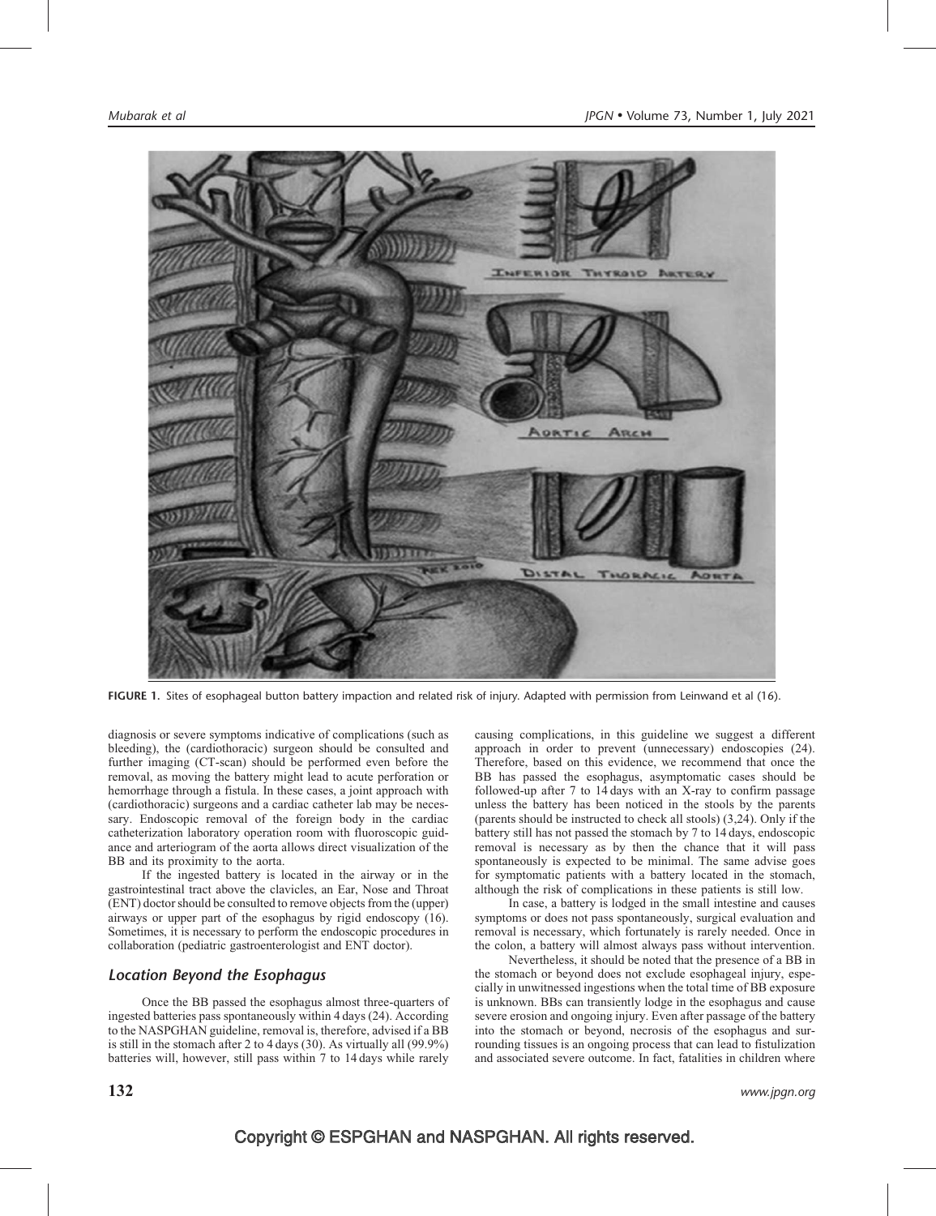FIGURE 1. Sites of esophageal button battery impaction and related risk of injury. Adapted with permission from Leinwand et al (16).

diagnosis or severe symptoms indicative of complications (such as bleeding), the (cardiothoracic) surgeon should be consulted and further imaging (CT-scan) should be performed even before the removal, as moving the battery might lead to acute perforation or hemorrhage through a fistula. In these cases, a joint approach with (cardiothoracic) surgeons and a cardiac catheter lab may be necessary. Endoscopic removal of the foreign body in the cardiac catheterization laboratory operation room with fluoroscopic guidance and arteriogram of the aorta allows direct visualization of the BB and its proximity to the aorta.

If the ingested battery is located in the airway or in the gastrointestinal tract above the clavicles, an Ear, Nose and Throat (ENT) doctor should be consulted to remove objects from the (upper) airways or upper part of the esophagus by rigid endoscopy (16). Sometimes, it is necessary to perform the endoscopic procedures in collaboration (pediatric gastroenterologist and ENT doctor).

### *Location Beyond the Esophagus*

Once the BB passed the esophagus almost three-quarters of ingested batteries pass spontaneously within 4 days (24). According to the NASPGHAN guideline, removal is, therefore, advised if a BB is still in the stomach after 2 to 4 days (30). As virtually all (99.9%) batteries will, however, still pass within 7 to 14 days while rarely causing complications, in this guideline we suggest a different approach in order to prevent (unnecessary) endoscopies (24). Therefore, based on this evidence, we recommend that once the BB has passed the esophagus, asymptomatic cases should be followed-up after 7 to 14 days with an X-ray to confirm passage unless the battery has been noticed in the stools by the parents (parents should be instructed to check all stools) (3,24). Only if the battery still has not passed the stomach by 7 to 14 days, endoscopic removal is necessary as by then the chance that it will pass spontaneously is expected to be minimal. The same advise goes for symptomatic patients with a battery located in the stomach, although the risk of complications in these patients is still low.

In case, a battery is lodged in the small intestine and causes symptoms or does not pass spontaneously, surgical evaluation and removal is necessary, which fortunately is rarely needed. Once in the colon, a battery will almost always pass without intervention.

Nevertheless, it should be noted that the presence of a BB in the stomach or beyond does not exclude esophageal injury, especially in unwitnessed ingestions when the total time of BB exposure is unknown. BBs can transiently lodge in the esophagus and cause severe erosion and ongoing injury. Even after passage of the battery into the stomach or beyond, necrosis of the esophagus and surrounding tissues is an ongoing process that can lead to fistulization and associated severe outcome. In fact, fatalities in children where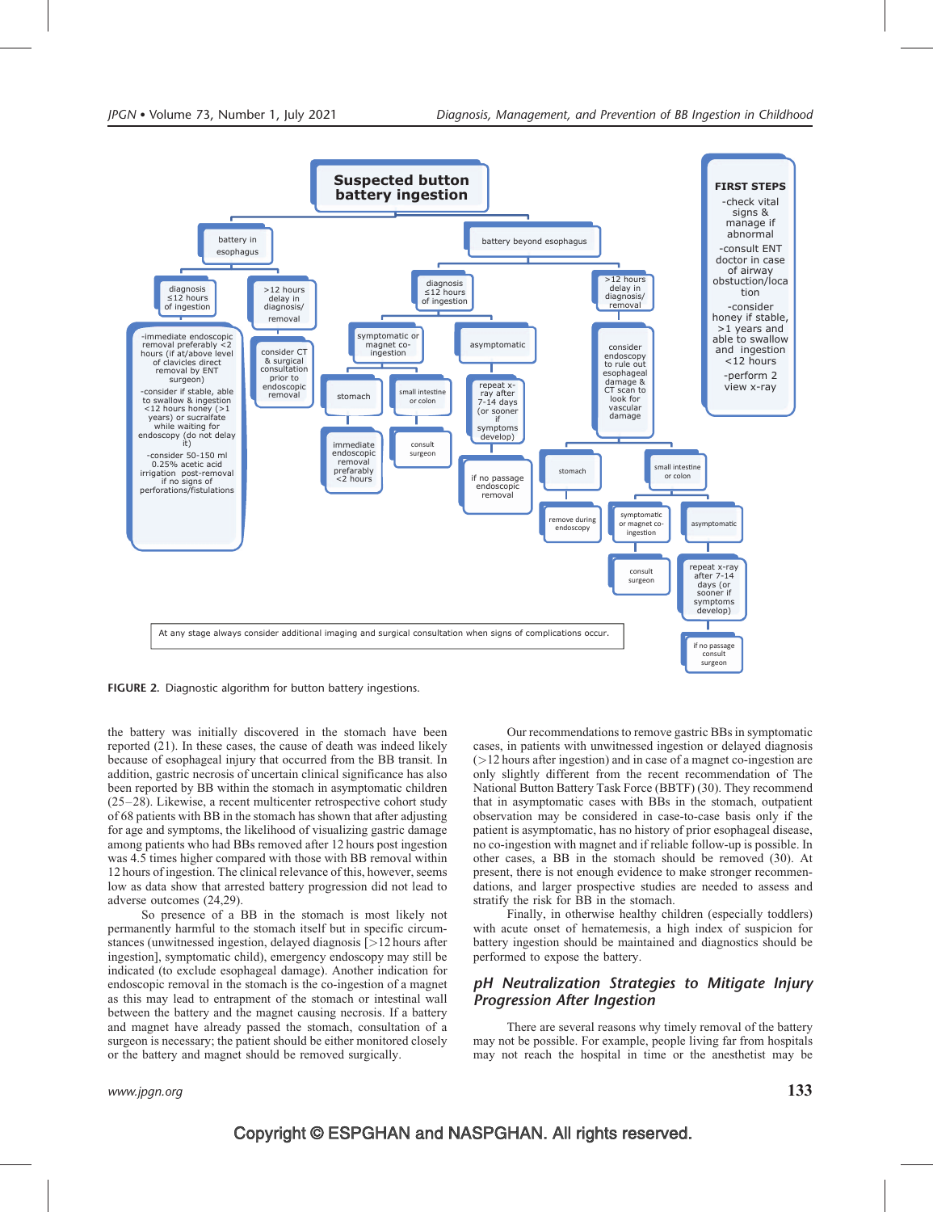**Suspected button battery ingestion**

**FIRST STEPS**

- check vital signs & manage if abnormal
- consult ENT doctor in case of airway obstuction/location
- consider honey if stable, >1 years and able to swallow and ingestion <12 hours
- perform 2 view x-ray

- battery in esophagus
  - diagnosis ≤12 hours of ingestion
    - immediate endoscopic removal preferably <2 hours (if at/above level of clavicles direct removal by ENT surgeon)
    - consider if stable, able to swallow & ingestion <12 hours honey (>1 years) or sucralfate while waiting for endoscopy (do not delay it)
    - consider 50-150 ml 0.25% acetic acid irrigation post-removal if no signs of perforations/fistulations
  - >12 hours delay in diagnosis/removal
    - consider CT & surgical consultation prior to endoscopic removal
- battery beyond esophagus
  - diagnosis ≤12 hours of ingestion
    - symptomatic or magnet co-ingestion
      - stomach
        - immediate endoscopic removal preferably <2 hours
      - small intestine or colon
        - consult surgeon
    - asymptomatic
      - repeat x-ray after 7-14 days (or sooner if symptoms develop)
        - if no passage endoscopic removal
  - >12 hours delay in diagnosis/removal
    - consider endoscopy to rule out esophageal damage & CT scan to look for vascular damage
      - stomach
        - remove during endoscopy
      - small intestine or colon
        - symptomatic or magnet co-ingestion
          - consult surgeon
        - asymptomatic
          - repeat x-ray after 7-14 days (or sooner if symptoms develop)
            - if no passage consult surgeon

At any stage always consider additional imaging and surgical consultation when signs of complications occur.

**FIGURE 2.** Diagnostic algorithm for button battery ingestions.

the battery was initially discovered in the stomach have been reported (21). In these cases, the cause of death was indeed likely because of esophageal injury that occurred from the BB transit. In addition, gastric necrosis of uncertain clinical significance has also been reported by BB within the stomach in asymptomatic children (25–28). Likewise, a recent multicenter retrospective cohort study of 68 patients with BB in the stomach has shown that after adjusting for age and symptoms, the likelihood of visualizing gastric damage among patients who had BBs removed after 12 hours post ingestion was 4.5 times higher compared with those with BB removal within 12 hours of ingestion. The clinical relevance of this, however, seems low as data show that arrested battery progression did not lead to adverse outcomes (24,29).

So presence of a BB in the stomach is most likely not permanently harmful to the stomach itself but in specific circumstances (unwitnessed ingestion, delayed diagnosis [>12 hours after ingestion], symptomatic child), emergency endoscopy may still be indicated (to exclude esophageal damage). Another indication for endoscopic removal in the stomach is the co-ingestion of a magnet as this may lead to entrapment of the stomach or intestinal wall between the battery and the magnet causing necrosis. If a battery and magnet have already passed the stomach, consultation of a surgeon is necessary; the patient should be either monitored closely or the battery and magnet should be removed surgically.

Our recommendations to remove gastric BBs in symptomatic cases, in patients with unwitnessed ingestion or delayed diagnosis (>12 hours after ingestion) and in case of a magnet co-ingestion are only slightly different from the recent recommendation of The National Button Battery Task Force (BBTF) (30). They recommend that in asymptomatic cases with BBs in the stomach, outpatient observation may be considered in case-to-case basis only if the patient is asymptomatic, has no history of prior esophageal disease, no co-ingestion with magnet and if reliable follow-up is possible. In other cases, a BB in the stomach should be removed (30). At present, there is not enough evidence to make stronger recommendations, and larger prospective studies are needed to assess and stratify the risk for BB in the stomach.

Finally, in otherwise healthy children (especially toddlers) with acute onset of hematemesis, a high index of suspicion for battery ingestion should be maintained and diagnostics should be performed to expose the battery.

## *pH Neutralization Strategies to Mitigate Injury Progression After Ingestion*

There are several reasons why timely removal of the battery may not be possible. For example, people living far from hospitals may not reach the hospital in time or the anesthetist may be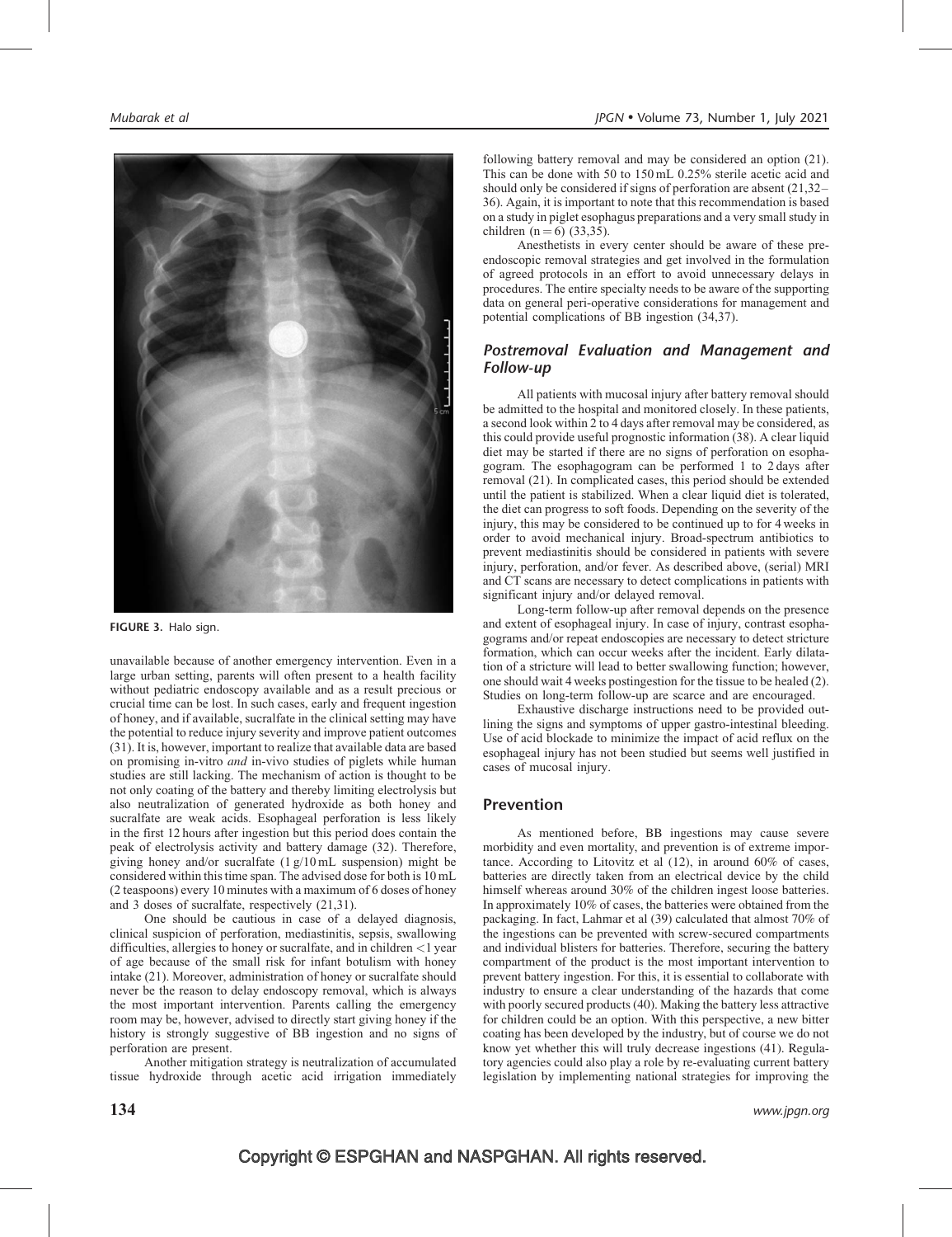FIGURE 3. Halo sign.

unavailable because of another emergency intervention. Even in a large urban setting, parents will often present to a health facility without pediatric endoscopy available and as a result precious or crucial time can be lost. In such cases, early and frequent ingestion of honey, and if available, sucralfate in the clinical setting may have the potential to reduce injury severity and improve patient outcomes (31). It is, however, important to realize that available data are based on promising in-vitro *and* in-vivo studies of piglets while human studies are still lacking. The mechanism of action is thought to be not only coating of the battery and thereby limiting electrolysis but also neutralization of generated hydroxide as both honey and sucralfate are weak acids. Esophageal perforation is less likely in the first 12 hours after ingestion but this period does contain the peak of electrolysis activity and battery damage (32). Therefore, giving honey and/or sucralfate (1 g/10 mL suspension) might be considered within this time span. The advised dose for both is 10 mL (2 teaspoons) every 10 minutes with a maximum of 6 doses of honey and 3 doses of sucralfate, respectively (21,31).

One should be cautious in case of a delayed diagnosis, clinical suspicion of perforation, mediastinitis, sepsis, swallowing difficulties, allergies to honey or sucralfate, and in children <1 year of age because of the small risk for infant botulism with honey intake (21). Moreover, administration of honey or sucralfate should never be the reason to delay endoscopy removal, which is always the most important intervention. Parents calling the emergency room may be, however, advised to directly start giving honey if the history is strongly suggestive of BB ingestion and no signs of perforation are present.

Another mitigation strategy is neutralization of accumulated tissue hydroxide through acetic acid irrigation immediately following battery removal and may be considered an option (21). This can be done with 50 to 150 mL 0.25% sterile acetic acid and should only be considered if signs of perforation are absent (21,32–36). Again, it is important to note that this recommendation is based on a study in piglet esophagus preparations and a very small study in children (n = 6) (33,35).

Anesthetists in every center should be aware of these pre-endoscopic removal strategies and get involved in the formulation of agreed protocols in an effort to avoid unnecessary delays in procedures. The entire specialty needs to be aware of the supporting data on general peri-operative considerations for management and potential complications of BB ingestion (34,37).

### Postremoval Evaluation and Management and Follow-up

All patients with mucosal injury after battery removal should be admitted to the hospital and monitored closely. In these patients, a second look within 2 to 4 days after removal may be considered, as this could provide useful prognostic information (38). A clear liquid diet may be started if there are no signs of perforation on esophagogram. The esophagogram can be performed 1 to 2 days after removal (21). In complicated cases, this period should be extended until the patient is stabilized. When a clear liquid diet is tolerated, the diet can progress to soft foods. Depending on the severity of the injury, this may be considered to be continued up to for 4 weeks in order to avoid mechanical injury. Broad-spectrum antibiotics to prevent mediastinitis should be considered in patients with severe injury, perforation, and/or fever. As described above, (serial) MRI and CT scans are necessary to detect complications in patients with significant injury and/or delayed removal.

Long-term follow-up after removal depends on the presence and extent of esophageal injury. In case of injury, contrast esophagograms and/or repeat endoscopies are necessary to detect stricture formation, which can occur weeks after the incident. Early dilatation of a stricture will lead to better swallowing function; however, one should wait 4 weeks postingestion for the tissue to be healed (2). Studies on long-term follow-up are scarce and are encouraged.

Exhaustive discharge instructions need to be provided outlining the signs and symptoms of upper gastro-intestinal bleeding. Use of acid blockade to minimize the impact of acid reflux on the esophageal injury has not been studied but seems well justified in cases of mucosal injury.

## Prevention

As mentioned before, BB ingestions may cause severe morbidity and even mortality, and prevention is of extreme importance. According to Litovitz et al (12), in around 60% of cases, batteries are directly taken from an electrical device by the child himself whereas around 30% of the children ingest loose batteries. In approximately 10% of cases, the batteries were obtained from the packaging. In fact, Lahmar et al (39) calculated that almost 70% of the ingestions can be prevented with screw-secured compartments and individual blisters for batteries. Therefore, securing the battery compartment of the product is the most important intervention to prevent battery ingestion. For this, it is essential to collaborate with industry to ensure a clear understanding of the hazards that come with poorly secured products (40). Making the battery less attractive for children could be an option. With this perspective, a new bitter coating has been developed by the industry, but of course we do not know yet whether this will truly decrease ingestions (41). Regulatory agencies could also play a role by re-evaluating current battery legislation by implementing national strategies for improving the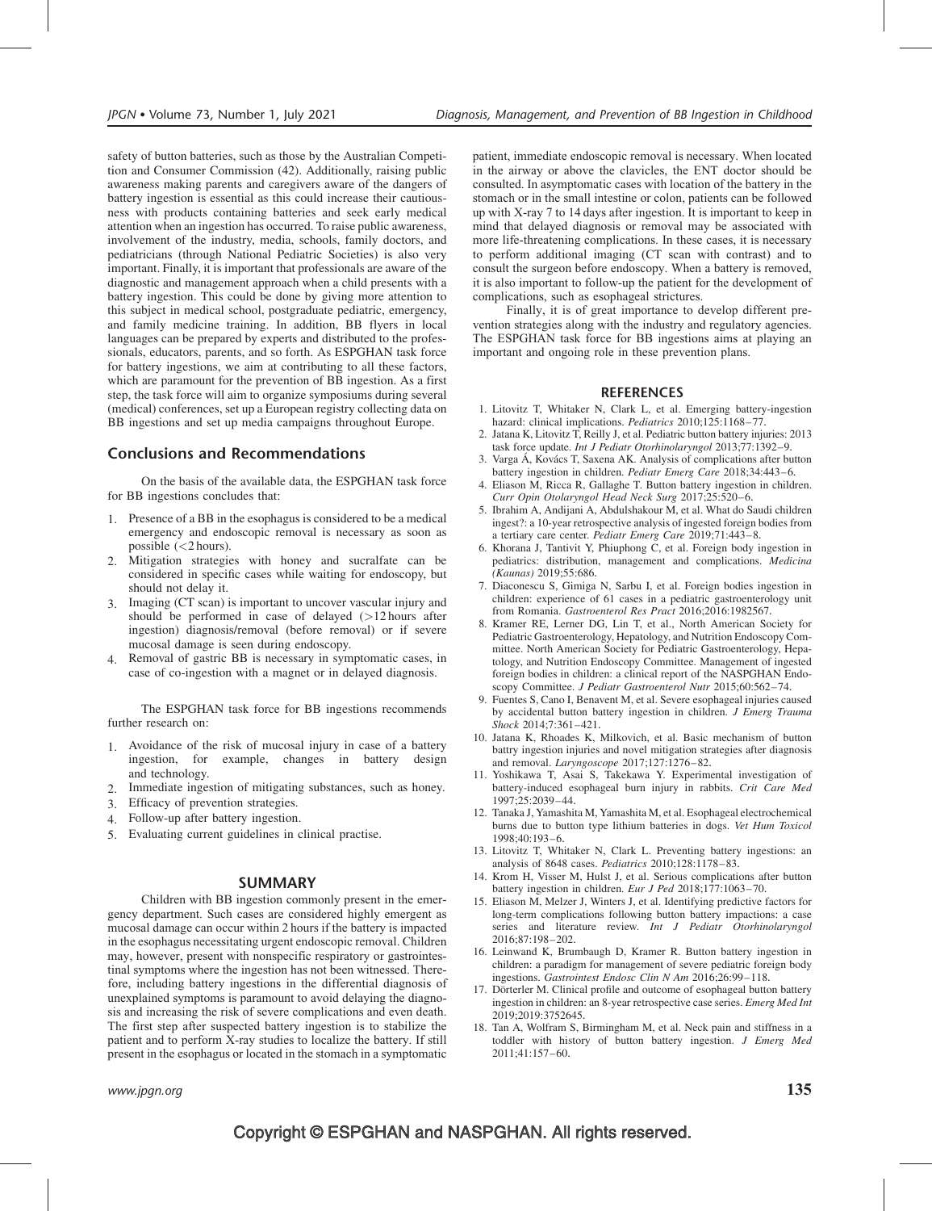safety of button batteries, such as those by the Australian Competition and Consumer Commission (42). Additionally, raising public awareness making parents and caregivers aware of the dangers of battery ingestion is essential as this could increase their cautiousness with products containing batteries and seek early medical attention when an ingestion has occurred. To raise public awareness, involvement of the industry, media, schools, family doctors, and pediatricians (through National Pediatric Societies) is also very important. Finally, it is important that professionals are aware of the diagnostic and management approach when a child presents with a battery ingestion. This could be done by giving more attention to this subject in medical school, postgraduate pediatric, emergency, and family medicine training. In addition, BB flyers in local languages can be prepared by experts and distributed to the professionals, educators, parents, and so forth. As ESPGHAN task force for battery ingestions, we aim at contributing to all these factors, which are paramount for the prevention of BB ingestion. As a first step, the task force will aim to organize symposiums during several (medical) conferences, set up a European registry collecting data on BB ingestions and set up media campaigns throughout Europe.

## Conclusions and Recommendations

On the basis of the available data, the ESPGHAN task force for BB ingestions concludes that:

1. Presence of a BB in the esophagus is considered to be a medical emergency and endoscopic removal is necessary as soon as possible (<2 hours).
2. Mitigation strategies with honey and sucralfate can be considered in specific cases while waiting for endoscopy, but should not delay it.
3. Imaging (CT scan) is important to uncover vascular injury and should be performed in case of delayed (>12 hours after ingestion) diagnosis/removal (before removal) or if severe mucosal damage is seen during endoscopy.
4. Removal of gastric BB is necessary in symptomatic cases, in case of co-ingestion with a magnet or in delayed diagnosis.

The ESPGHAN task force for BB ingestions recommends further research on:

1. Avoidance of the risk of mucosal injury in case of a battery ingestion, for example, changes in battery design and technology.
2. Immediate ingestion of mitigating substances, such as honey.
3. Efficacy of prevention strategies.
4. Follow-up after battery ingestion.
5. Evaluating current guidelines in clinical practise.

## SUMMARY

Children with BB ingestion commonly present in the emergency department. Such cases are considered highly emergent as mucosal damage can occur within 2 hours if the battery is impacted in the esophagus necessitating urgent endoscopic removal. Children may, however, present with nonspecific respiratory or gastrointestinal symptoms where the ingestion has not been witnessed. Therefore, including battery ingestions in the differential diagnosis of unexplained symptoms is paramount to avoid delaying the diagnosis and increasing the risk of severe complications and even death. The first step after suspected battery ingestion is to stabilize the patient and to perform X-ray studies to localize the battery. If still present in the esophagus or located in the stomach in a symptomatic patient, immediate endoscopic removal is necessary. When located in the airway or above the clavicles, the ENT doctor should be consulted. In asymptomatic cases with location of the battery in the stomach or in the small intestine or colon, patients can be followed up with X-ray 7 to 14 days after ingestion. It is important to keep in mind that delayed diagnosis or removal may be associated with more life-threatening complications. In these cases, it is necessary to perform additional imaging (CT scan with contrast) and to consult the surgeon before endoscopy. When a battery is removed, it is also important to follow-up the patient for the development of complications, such as esophageal strictures.

Finally, it is of great importance to develop different prevention strategies along with the industry and regulatory agencies. The ESPGHAN task force for BB ingestions aims at playing an important and ongoing role in these prevention plans.

## REFERENCES

1. Litovitz T, Whitaker N, Clark L, et al. Emerging battery-ingestion hazard: clinical implications. *Pediatrics* 2010;125:1168–77.
2. Jatana K, Litovitz T, Reilly J, et al. Pediatric button battery injuries: 2013 task force update. *Int J Pediatr Otorhinolaryngol* 2013;77:1392–9.
3. Varga Á, Kovács T, Saxena AK. Analysis of complications after button battery ingestion in children. *Pediatr Emerg Care* 2018;34:443–6.
4. Eliason M, Ricca R, Gallaghe T. Button battery ingestion in children. *Curr Opin Otolaryngol Head Neck Surg* 2017;25:520–6.
5. Ibrahim A, Andijani A, Abdulshakour M, et al. What do Saudi children ingest?: a 10-year retrospective analysis of ingested foreign bodies from a tertiary care center. *Pediatr Emerg Care* 2019;71:443–8.
6. Khorana J, Tantivit Y, Phiuphong C, et al. Foreign body ingestion in pediatrics: distribution, management and complications. *Medicina (Kaunas)* 2019;55:686.
7. Diaconescu S, Gimiga N, Sarbu I, et al. Foreign bodies ingestion in children: experience of 61 cases in a pediatric gastroenterology unit from Romania. *Gastroenterol Res Pract* 2016;2016:1982567.
8. Kramer RE, Lerner DG, Lin T, et al., North American Society for Pediatric Gastroenterology, Hepatology, and Nutrition Endoscopy Committee. North American Society for Pediatric Gastroenterology, Hepatology, and Nutrition Endoscopy Committee. Management of ingested foreign bodies in children: a clinical report of the NASPGHAN Endoscopy Committee. *J Pediatr Gastroenterol Nutr* 2015;60:562–74.
9. Fuentes S, Cano I, Benavent M, et al. Severe esophageal injuries caused by accidental button battery ingestion in children. *J Emerg Trauma Shock* 2014;7:361–421.
10. Jatana K, Rhoades K, Milkovich, et al. Basic mechanism of button battry ingestion injuries and novel mitigation strategies after diagnosis and removal. *Laryngoscope* 2017;127:1276–82.
11. Yoshikawa T, Asai S, Takekawa Y. Experimental investigation of battery-induced esophageal burn injury in rabbits. *Crit Care Med* 1997;25:2039–44.
12. Tanaka J, Yamashita M, Yamashita M, et al. Esophageal electrochemical burns due to button type lithium batteries in dogs. *Vet Hum Toxicol* 1998;40:193–6.
13. Litovitz T, Whitaker N, Clark L. Preventing battery ingestions: an analysis of 8648 cases. *Pediatrics* 2010;128:1178–83.
14. Krom H, Visser M, Hulst J, et al. Serious complications after button battery ingestion in children. *Eur J Ped* 2018;177:1063–70.
15. Eliason M, Melzer J, Winters J, et al. Identifying predictive factors for long-term complications following button battery impactions: a case series and literature review. *Int J Pediatr Otorhinolaryngol* 2016;87:198–202.
16. Leinwand K, Brumbaugh D, Kramer R. Button battery ingestion in children: a paradigm for management of severe pediatric foreign body ingestions. *Gastrointest Endosc Clin N Am* 2016;26:99–118.
17. Dörterler M. Clinical profile and outcome of esophageal button battery ingestion in children: an 8-year retrospective case series. *Emerg Med Int* 2019;2019:3752645.
18. Tan A, Wolfram S, Birmingham M, et al. Neck pain and stiffness in a toddler with history of button battery ingestion. *J Emerg Med* 2011;41:157–60.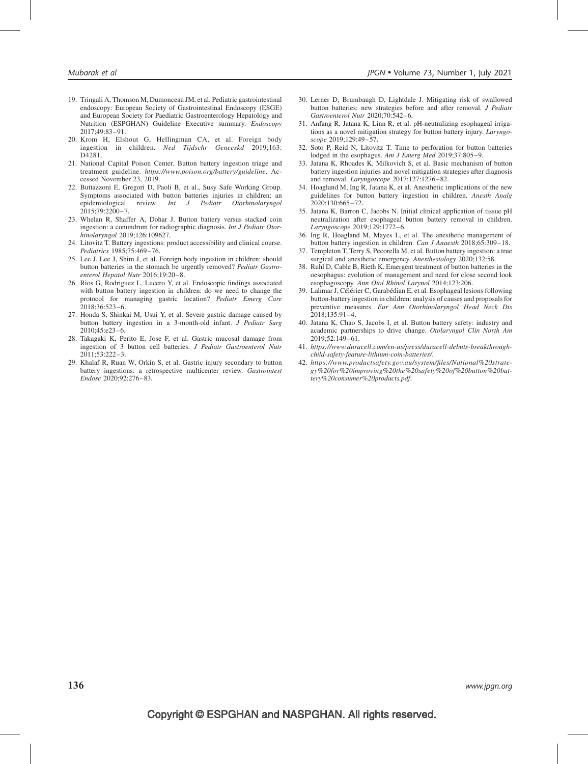19. Tringali A, Thomson M, Dumonceau JM, et al. Pediatric gastrointestinal endoscopy: European Society of Gastrointestinal Endoscopy (ESGE) and European Society for Paediatric Gastroenterology Hepatology and Nutrition (ESPGHAN) Guideline Executive summary. *Endoscopy* 2017;49:83–91.
20. Krom H, Elshout G, Hellingman CA, et al. Foreign body ingestion in children. *Ned Tijdschr Geneeskd* 2019;163: D4281.
21. National Capital Poison Center. Button battery ingestion triage and treatment guideline. *https://www.poison.org/battery/guideline*. Accessed November 23, 2019.
22. Buttazzoni E, Gregori D, Paoli B, et al., Susy Safe Working Group. Symptoms associated with button batteries injuries in children: an epidemiological review. *Int J Pediatr Otorhinolaryngol* 2015;79:2200–7.
23. Whelan R, Shaffer A, Dohar J. Button battery versus stacked coin ingestion: a conundrum for radiographic diagnosis. *Int J Pediatr Otorhinolaryngol* 2019;126:109627.
24. Litovitz T. Battery ingestions: product accessibility and clinical course. *Pediatrics* 1985;75:469–76.
25. Lee J, Lee J, Shim J, et al. Foreign body ingestion in children: should button batteries in the stomach be urgently removed? *Pediatr Gastroenterol Hepatol Nutr* 2016;19:20–8.
26. Rios G, Rodriguez L, Lucero Y, et al. Endoscopic findings associated with button battery ingestion in children: do we need to change the protocol for managing gastric location? *Pediatr Emerg Care* 2018;36:523–6.
27. Honda S, Shinkai M, Usui Y, et al. Severe gastric damage caused by button battery ingestion in a 3-month-old infant. *J Pediatr Surg* 2010;45:e23–6.
28. Takagaki K, Perito E, Jose F, et al. Gastric mucosal damage from ingestion of 3 button cell batteries. *J Pediatr Gastroenterol Nutr* 2011;53:222–3.
29. Khalaf R, Ruan W, Orkin S, et al. Gastric injury secondary to button battery ingestions: a retrospective multicenter review. *Gastrointest Endosc* 2020;92:276–83.
30. Lerner D, Brumbaugh D, Lightdale J. Mitigating risk of swallowed button batteries: new strategies before and after removal. *J Pediatr Gastroenterol Nutr* 2020;70:542–6.
31. Anfang R, Jatana K, Linn R, et al. pH-neutralizing esophageal irrigations as a novel mitigation strategy for button battery injury. *Laryngoscope* 2019;129:49–57.
32. Soto P, Reid N, Litovitz T. Time to perforation for button batteries lodged in the esophagus. *Am J Emerg Med* 2019;37:805–9.
33. Jatana K, Rhoades K, Milkovich S, et al. Basic mechanism of button battery ingestion injuries and novel mitigation strategies after diagnosis and removal. *Laryngoscope* 2017;127:1276–82.
34. Hoagland M, Ing R, Jatana K, et al. Anesthetic implications of the new guidelines for button battery ingestion in children. *Anesth Analg* 2020;130:665–72.
35. Jatana K, Barron C, Jacobs N. Initial clinical application of tissue pH neutralization after esophageal button battery removal in children. *Laryngoscope* 2019;129:1772–6.
36. Ing R, Hoagland M, Mayes L, et al. The anesthetic management of button battery ingestion in children. *Can J Anaesth* 2018;65:309–18.
37. Templeton T, Terry S, Pecorella M, et al. Button battery ingestion: a true surgical and anesthetic emergency. *Anesthesiology* 2020;132:58.
38. Ruhl D, Cable B, Rieth K. Emergent treatment of button batteries in the oesophagus: evolution of management and need for close second look esophagoscopy. *Ann Otol Rhinol Laryngol* 2014;123:206.
39. Lahmar J, Célérier C, Garabédian E, et al. Esophageal lesions following button-battery ingestion in children: analysis of causes and proposals for preventive measures. *Eur Ann Otorhinolaryngol Head Neck Dis* 2018;135:91–4.
40. Jatana K, Chao S, Jacobs I, et al. Button battery safety: industry and academic partnerships to drive change. *Otolaryngol Clin North Am* 2019;52:149–61.
41. *https://www.duracell.com/en-us/press/duracell-debuts-breakthrough-child-safety-feature-lithium-coin-batteries/*.
42. *https://www.productsafety.gov.au/system/files/National%20strategy%20for%20improving%20the%20safety%20of%20button%20battery%20consumer%20products.pdf*.